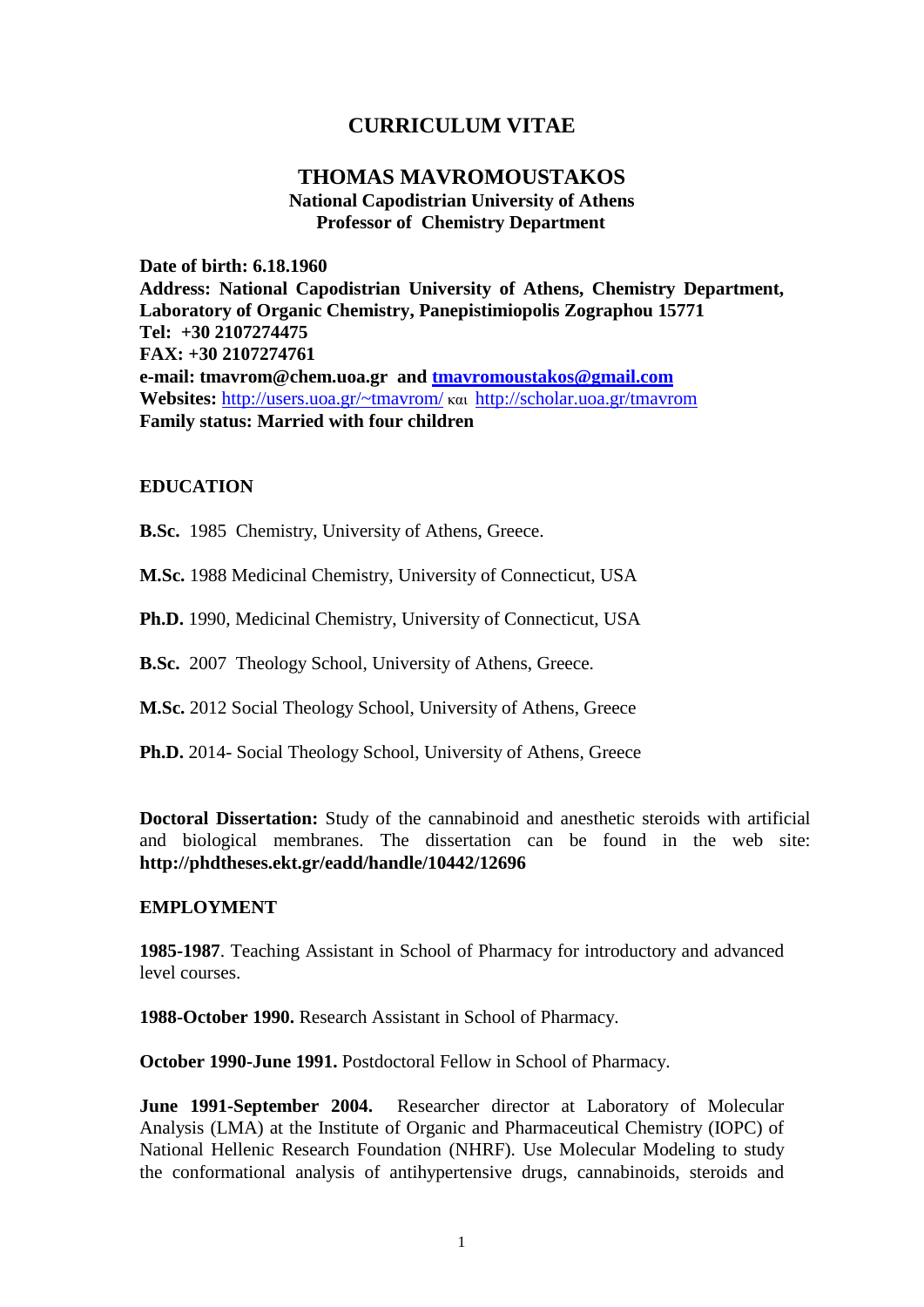# CURRICULUM VITAE

## THOMAS MAVROMOUSTAKOS

**National Capodistrian University of Athens**
**Professor of Chemistry Department**

**Date of birth: 6.18.1960**
**Address: National Capodistrian University of Athens, Chemistry Department, Laboratory of Organic Chemistry, Panepistimiopolis Zographou 15771**
**Tel: +30 2107274475**
**FAX: +30 2107274761**
**e-mail: tmavrom@chem.uoa.gr and tmavromoustakos@gmail.com**
**Websites:** http://users.uoa.gr/~tmavrom/ και http://scholar.uoa.gr/tmavrom
**Family status: Married with four children**

### EDUCATION

**B.Sc.** 1985 Chemistry, University of Athens, Greece.

**M.Sc.** 1988 Medicinal Chemistry, University of Connecticut, USA

**Ph.D.** 1990, Medicinal Chemistry, University of Connecticut, USA

**B.Sc.** 2007 Theology School, University of Athens, Greece.

**M.Sc.** 2012 Social Theology School, University of Athens, Greece

**Ph.D.** 2014- Social Theology School, University of Athens, Greece

**Doctoral Dissertation:** Study of the cannabinoid and anesthetic steroids with artificial and biological membranes. The dissertation can be found in the web site: **http://phdtheses.ekt.gr/eadd/handle/10442/12696**

### EMPLOYMENT

**1985-1987**. Teaching Assistant in School of Pharmacy for introductory and advanced level courses.

**1988-October 1990.** Research Assistant in School of Pharmacy.

**October 1990-June 1991.** Postdoctoral Fellow in School of Pharmacy.

**June 1991-September 2004.** Researcher director at Laboratory of Molecular Analysis (LMA) at the Institute of Organic and Pharmaceutical Chemistry (IOPC) of National Hellenic Research Foundation (NHRF). Use Molecular Modeling to study the conformational analysis of antihypertensive drugs, cannabinoids, steroids and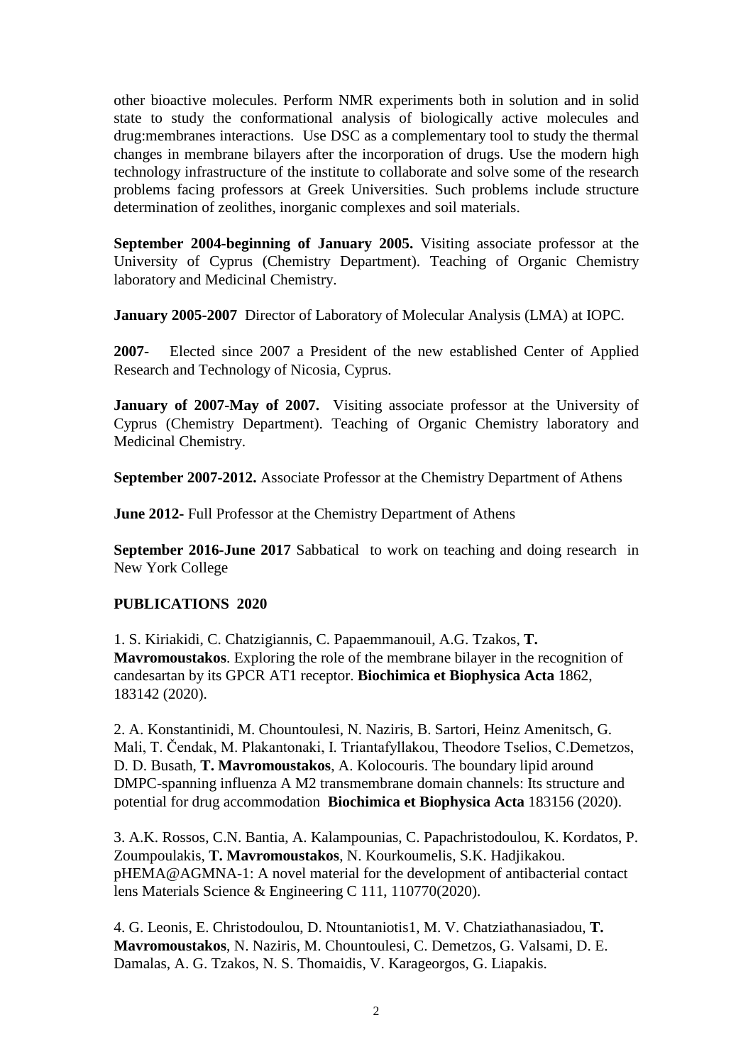other bioactive molecules. Perform NMR experiments both in solution and in solid state to study the conformational analysis of biologically active molecules and drug:membranes interactions. Use DSC as a complementary tool to study the thermal changes in membrane bilayers after the incorporation of drugs. Use the modern high technology infrastructure of the institute to collaborate and solve some of the research problems facing professors at Greek Universities. Such problems include structure determination of zeolithes, inorganic complexes and soil materials.

**September 2004-beginning of January 2005.** Visiting associate professor at the University of Cyprus (Chemistry Department). Teaching of Organic Chemistry laboratory and Medicinal Chemistry.

**January 2005-2007** Director of Laboratory of Molecular Analysis (LMA) at IOPC.

**2007-** Elected since 2007 a President of the new established Center of Applied Research and Technology of Nicosia, Cyprus.

**January of 2007-May of 2007.** Visiting associate professor at the University of Cyprus (Chemistry Department). Teaching of Organic Chemistry laboratory and Medicinal Chemistry.

**September 2007-2012.** Associate Professor at the Chemistry Department of Athens

**June 2012-** Full Professor at the Chemistry Department of Athens

**September 2016-June 2017** Sabbatical to work on teaching and doing research in New York College

**PUBLICATIONS 2020**

1. S. Kiriakidi, C. Chatzigiannis, C. Papaemmanouil, A.G. Tzakos, **T. Mavromoustakos**. Exploring the role of the membrane bilayer in the recognition of candesartan by its GPCR AT1 receptor. **Biochimica et Biophysica Acta** 1862, 183142 (2020).

2. A. Konstantinidi, M. Chountoulesi, N. Naziris, B. Sartori, Heinz Amenitsch, G. Mali, T. Čendak, M. Plakantonaki, I. Triantafyllakou, Theodore Tselios, C.Demetzos, D. D. Busath, **T. Mavromoustakos**, A. Kolocouris. The boundary lipid around DMPC-spanning influenza A M2 transmembrane domain channels: Its structure and potential for drug accommodation **Biochimica et Biophysica Acta** 183156 (2020).

3. A.K. Rossos, C.N. Bantia, A. Kalampounias, C. Papachristodoulou, K. Kordatos, P. Zoumpoulakis, **T. Mavromoustakos**, N. Kourkoumelis, S.K. Hadjikakou. pHEMA@AGMNA-1: A novel material for the development of antibacterial contact lens Materials Science & Engineering C 111, 110770(2020).

4. G. Leonis, E. Christodoulou, D. Ntountaniotis1, M. V. Chatziathanasiadou, **T. Mavromoustakos**, N. Naziris, M. Chountoulesi, C. Demetzos, G. Valsami, D. E. Damalas, A. G. Tzakos, N. S. Thomaidis, V. Karageorgos, G. Liapakis.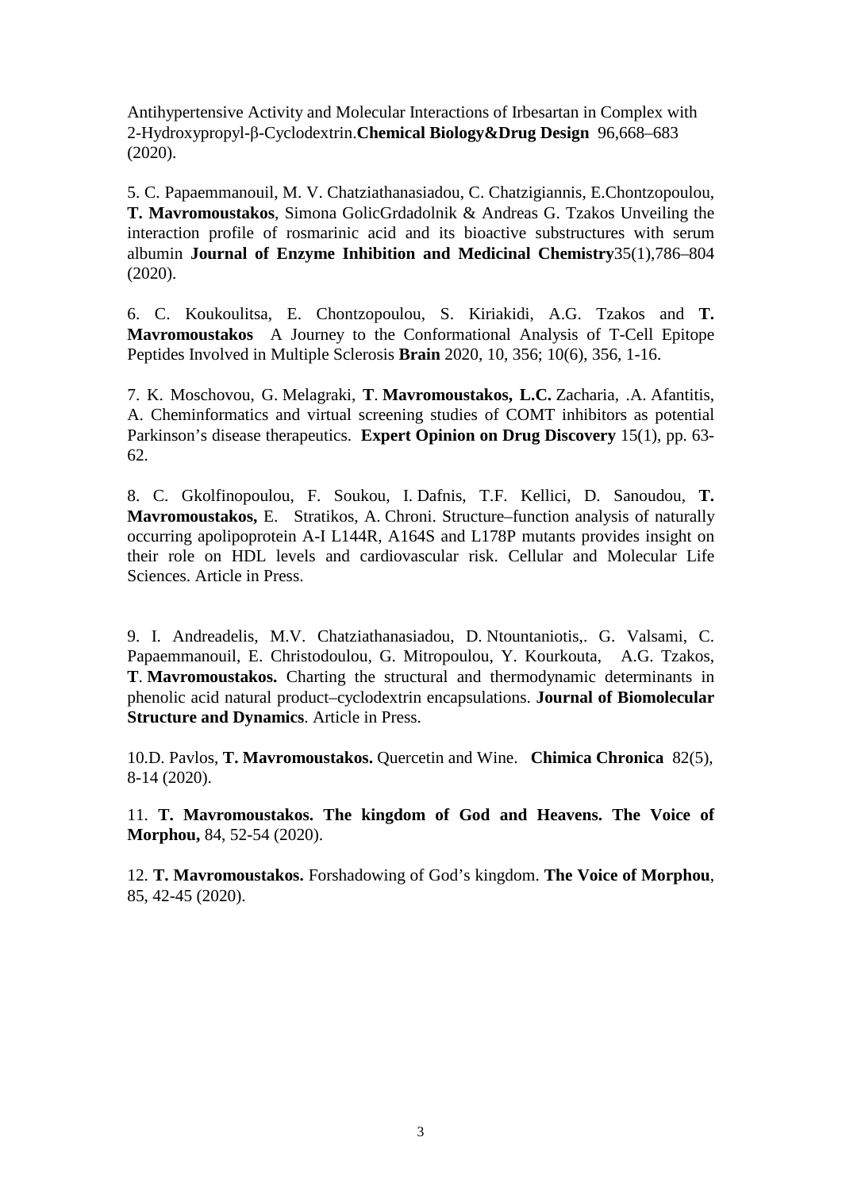Antihypertensive Activity and Molecular Interactions of Irbesartan in Complex with 2-Hydroxypropyl-β-Cyclodextrin.**Chemical Biology&Drug Design** 96,668–683 (2020).

5. C. Papaemmanouil, M. V. Chatziathanasiadou, C. Chatzigiannis, E.Chontzopoulou, **T. Mavromoustakos**, Simona GolicGrdadolnik & Andreas G. Tzakos Unveiling the interaction profile of rosmarinic acid and its bioactive substructures with serum albumin **Journal of Enzyme Inhibition and Medicinal Chemistry**35(1),786–804 (2020).

6. C. Koukoulitsa, E. Chontzopoulou, S. Kiriakidi, A.G. Tzakos and **T. Mavromoustakos** A Journey to the Conformational Analysis of T-Cell Epitope Peptides Involved in Multiple Sclerosis **Brain** 2020, 10, 356; 10(6), 356, 1-16.

7. K. Moschovou, G. Melagraki, **T**. **Mavromoustakos, L.C.** Zacharia, .A. Afantitis, A. Cheminformatics and virtual screening studies of COMT inhibitors as potential Parkinson's disease therapeutics. **Expert Opinion on Drug Discovery** 15(1), pp. 63-62.

8. C. Gkolfinopoulou, F. Soukou, I. Dafnis, T.F. Kellici, D. Sanoudou, **T. Mavromoustakos,** E. Stratikos, A. Chroni. Structure–function analysis of naturally occurring apolipoprotein A-I L144R, A164S and L178P mutants provides insight on their role on HDL levels and cardiovascular risk. Cellular and Molecular Life Sciences. Article in Press.

9. I. Andreadelis, M.V. Chatziathanasiadou, D. Ntountaniotis,. G. Valsami, C. Papaemmanouil, E. Christodoulou, G. Mitropoulou, Y. Kourkouta, A.G. Tzakos, **T**. **Mavromoustakos.** Charting the structural and thermodynamic determinants in phenolic acid natural product–cyclodextrin encapsulations. **Journal of Biomolecular Structure and Dynamics**. Article in Press.

10.D. Pavlos, **T. Mavromoustakos.** Quercetin and Wine. **Chimica Chronica** 82(5), 8-14 (2020).

11. **T. Mavromoustakos. The kingdom of God and Heavens. The Voice of Morphou,** 84, 52-54 (2020).

12. **T. Mavromoustakos.** Forshadowing of God's kingdom. **The Voice of Morphou**, 85, 42-45 (2020).